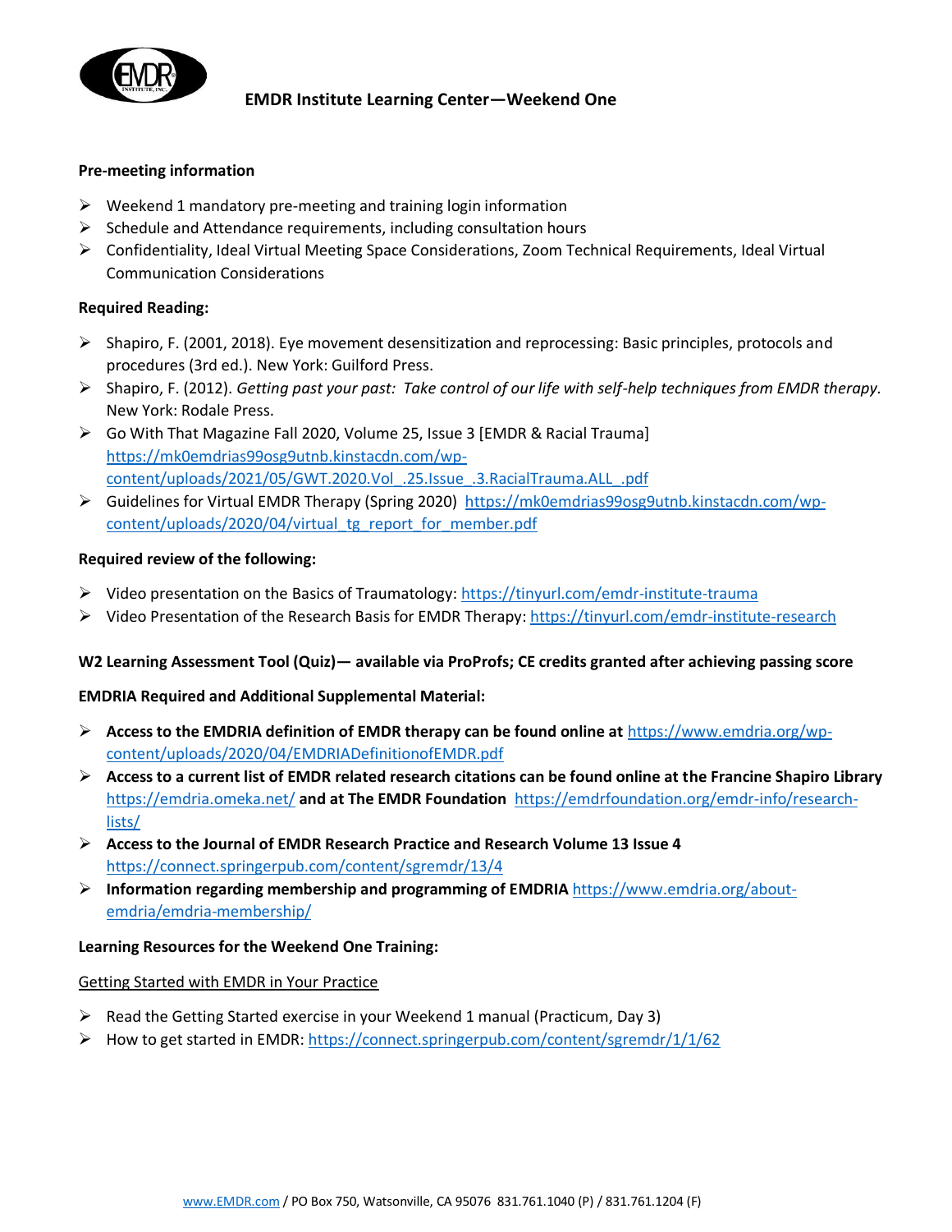# EMDR Institute Learning Center—Weekend One

**Pre-meeting information**

- Weekend 1 mandatory pre-meeting and training login information
- Schedule and Attendance requirements, including consultation hours
- Confidentiality, Ideal Virtual Meeting Space Considerations, Zoom Technical Requirements, Ideal Virtual Communication Considerations

**Required Reading:**

- Shapiro, F. (2001, 2018). Eye movement desensitization and reprocessing: Basic principles, protocols and procedures (3rd ed.). New York: Guilford Press.
- Shapiro, F. (2012). *Getting past your past: Take control of our life with self-help techniques from EMDR therapy.* New York: Rodale Press.
- Go With That Magazine Fall 2020, Volume 25, Issue 3 [EMDR & Racial Trauma] https://mk0emdrias99osg9utnb.kinstacdn.com/wp-content/uploads/2021/05/GWT.2020.Vol_.25.Issue_.3.RacialTrauma.ALL_.pdf
- Guidelines for Virtual EMDR Therapy (Spring 2020) https://mk0emdrias99osg9utnb.kinstacdn.com/wp-content/uploads/2020/04/virtual_tg_report_for_member.pdf

**Required review of the following:**

- Video presentation on the Basics of Traumatology: https://tinyurl.com/emdr-institute-trauma
- Video Presentation of the Research Basis for EMDR Therapy: https://tinyurl.com/emdr-institute-research

**W2 Learning Assessment Tool (Quiz)— available via ProProfs; CE credits granted after achieving passing score**

**EMDRIA Required and Additional Supplemental Material:**

- **Access to the EMDRIA definition of EMDR therapy can be found online at** https://www.emdria.org/wp-content/uploads/2020/04/EMDRIADefinitionofEMDR.pdf
- **Access to a current list of EMDR related research citations can be found online at the Francine Shapiro Library** https://emdria.omeka.net/ **and at The EMDR Foundation** https://emdrfoundation.org/emdr-info/research-lists/
- **Access to the Journal of EMDR Research Practice and Research Volume 13 Issue 4** https://connect.springerpub.com/content/sgremdr/13/4
- **Information regarding membership and programming of EMDRIA** https://www.emdria.org/about-emdria/emdria-membership/

**Learning Resources for the Weekend One Training:**

Getting Started with EMDR in Your Practice

- Read the Getting Started exercise in your Weekend 1 manual (Practicum, Day 3)
- How to get started in EMDR: https://connect.springerpub.com/content/sgremdr/1/1/62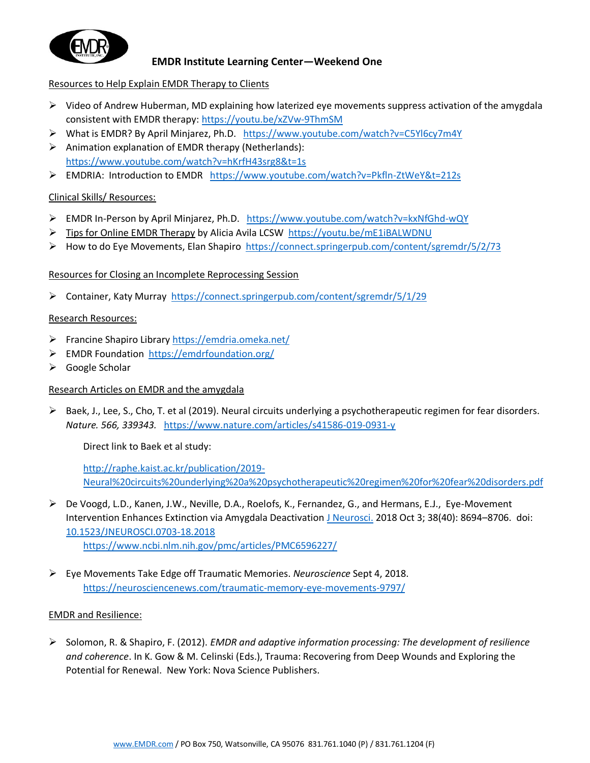## EMDR Institute Learning Center—Weekend One

Resources to Help Explain EMDR Therapy to Clients

- Video of Andrew Huberman, MD explaining how laterized eye movements suppress activation of the amygdala consistent with EMDR therapy: https://youtu.be/xZVw-9ThmSM
- What is EMDR? By April Minjarez, Ph.D. https://www.youtube.com/watch?v=C5Yl6cy7m4Y
- Animation explanation of EMDR therapy (Netherlands): https://www.youtube.com/watch?v=hKrfH43srg8&t=1s
- EMDRIA: Introduction to EMDR https://www.youtube.com/watch?v=Pkfln-ZtWeY&t=212s

Clinical Skills/ Resources:

- EMDR In-Person by April Minjarez, Ph.D. https://www.youtube.com/watch?v=kxNfGhd-wQY
- Tips for Online EMDR Therapy by Alicia Avila LCSW https://youtu.be/mE1iBALWDNU
- How to do Eye Movements, Elan Shapiro https://connect.springerpub.com/content/sgremdr/5/2/73

Resources for Closing an Incomplete Reprocessing Session

- Container, Katy Murray https://connect.springerpub.com/content/sgremdr/5/1/29

Research Resources:

- Francine Shapiro Library https://emdria.omeka.net/
- EMDR Foundation https://emdrfoundation.org/
- Google Scholar

Research Articles on EMDR and the amygdala

- Baek, J., Lee, S., Cho, T. et al (2019). Neural circuits underlying a psychotherapeutic regimen for fear disorders. *Nature. 566, 339343.* https://www.nature.com/articles/s41586-019-0931-y

  Direct link to Baek et al study:

  http://raphe.kaist.ac.kr/publication/2019-Neural%20circuits%20underlying%20a%20psychotherapeutic%20regimen%20for%20fear%20disorders.pdf

- De Voogd, L.D., Kanen, J.W., Neville, D.A., Roelofs, K., Fernandez, G., and Hermans, E.J., Eye-Movement Intervention Enhances Extinction via Amygdala Deactivation J Neurosci. 2018 Oct 3; 38(40): 8694–8706. doi: 10.1523/JNEUROSCI.0703-18.2018
  https://www.ncbi.nlm.nih.gov/pmc/articles/PMC6596227/

- Eye Movements Take Edge off Traumatic Memories. *Neuroscience* Sept 4, 2018.
  https://neurosciencenews.com/traumatic-memory-eye-movements-9797/

EMDR and Resilience:

- Solomon, R. & Shapiro, F. (2012). *EMDR and adaptive information processing: The development of resilience and coherence*. In K. Gow & M. Celinski (Eds.), Trauma: Recovering from Deep Wounds and Exploring the Potential for Renewal. New York: Nova Science Publishers.

www.EMDR.com / PO Box 750, Watsonville, CA 95076 831.761.1040 (P) / 831.761.1204 (F)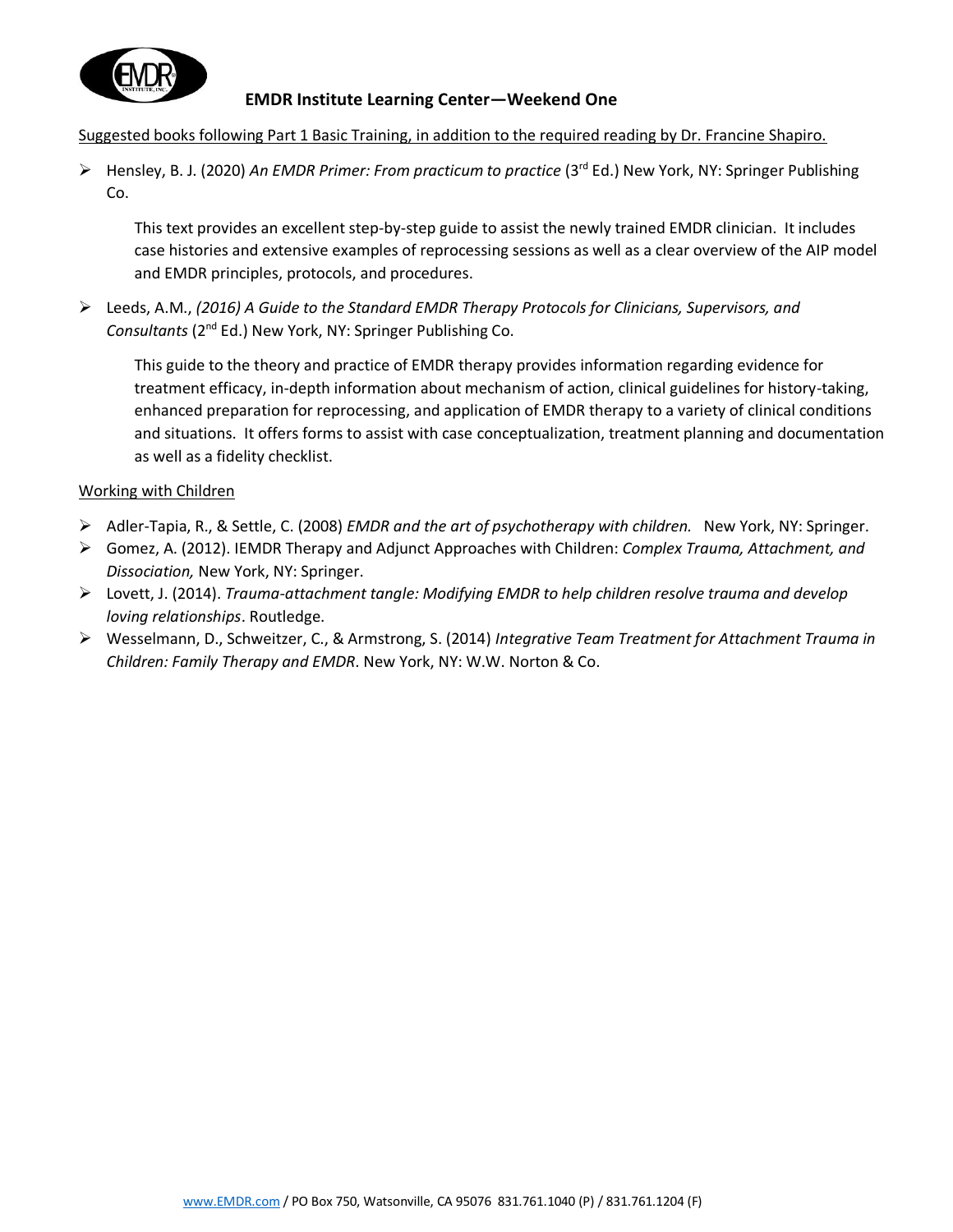## EMDR Institute Learning Center—Weekend One

Suggested books following Part 1 Basic Training, in addition to the required reading by Dr. Francine Shapiro.

- Hensley, B. J. (2020) *An EMDR Primer: From practicum to practice* (3rd Ed.) New York, NY: Springer Publishing Co.

  This text provides an excellent step-by-step guide to assist the newly trained EMDR clinician. It includes case histories and extensive examples of reprocessing sessions as well as a clear overview of the AIP model and EMDR principles, protocols, and procedures.

- Leeds, A.M., *(2016) A Guide to the Standard EMDR Therapy Protocols for Clinicians, Supervisors, and Consultants* (2nd Ed.) New York, NY: Springer Publishing Co.

  This guide to the theory and practice of EMDR therapy provides information regarding evidence for treatment efficacy, in-depth information about mechanism of action, clinical guidelines for history-taking, enhanced preparation for reprocessing, and application of EMDR therapy to a variety of clinical conditions and situations. It offers forms to assist with case conceptualization, treatment planning and documentation as well as a fidelity checklist.

Working with Children

- Adler-Tapia, R., & Settle, C. (2008) *EMDR and the art of psychotherapy with children.* New York, NY: Springer.
- Gomez, A. (2012). IEMDR Therapy and Adjunct Approaches with Children: *Complex Trauma, Attachment, and Dissociation,* New York, NY: Springer.
- Lovett, J. (2014). *Trauma-attachment tangle: Modifying EMDR to help children resolve trauma and develop loving relationships*. Routledge.
- Wesselmann, D., Schweitzer, C., & Armstrong, S. (2014) *Integrative Team Treatment for Attachment Trauma in Children: Family Therapy and EMDR*. New York, NY: W.W. Norton & Co.

www.EMDR.com / PO Box 750, Watsonville, CA 95076 831.761.1040 (P) / 831.761.1204 (F)